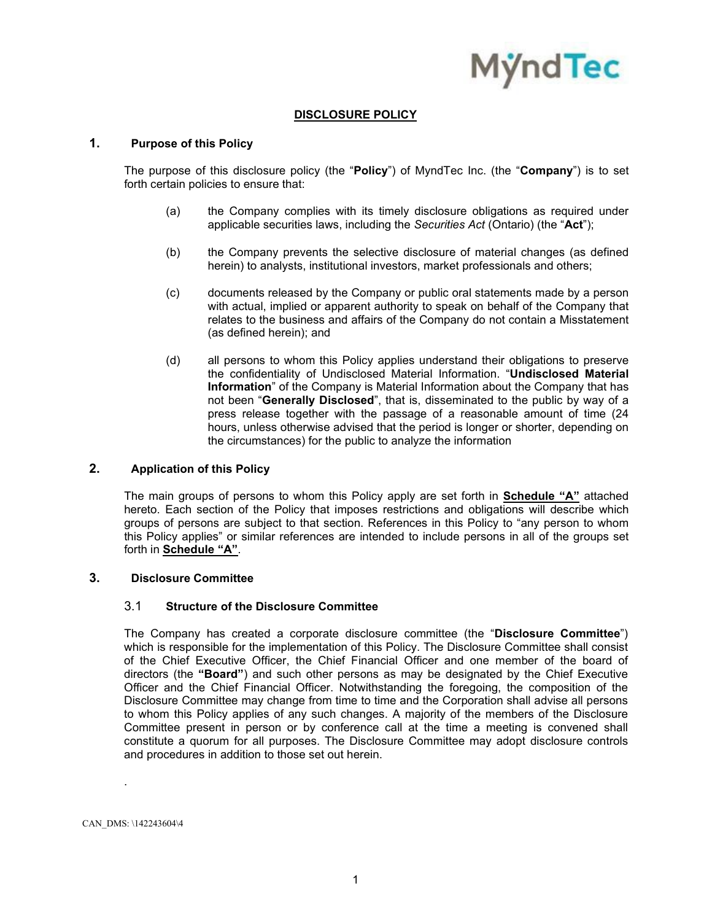# DISCLOSURE POLICY

## 1. Purpose of this Policy

The purpose of this disclosure policy (the "**Policy**") of MyndTec Inc. (the "**Company**") is to set forth certain policies to ensure that:

(a) the Company complies with its timely disclosure obligations as required under applicable securities laws, including the *Securities Act* (Ontario) (the "**Act**");

(b) the Company prevents the selective disclosure of material changes (as defined herein) to analysts, institutional investors, market professionals and others;

(c) documents released by the Company or public oral statements made by a person with actual, implied or apparent authority to speak on behalf of the Company that relates to the business and affairs of the Company do not contain a Misstatement (as defined herein); and

(d) all persons to whom this Policy applies understand their obligations to preserve the confidentiality of Undisclosed Material Information. "**Undisclosed Material Information**" of the Company is Material Information about the Company that has not been "**Generally Disclosed**", that is, disseminated to the public by way of a press release together with the passage of a reasonable amount of time (24 hours, unless otherwise advised that the period is longer or shorter, depending on the circumstances) for the public to analyze the information

## 2. Application of this Policy

The main groups of persons to whom this Policy apply are set forth in **Schedule "A"** attached hereto. Each section of the Policy that imposes restrictions and obligations will describe which groups of persons are subject to that section. References in this Policy to "any person to whom this Policy applies" or similar references are intended to include persons in all of the groups set forth in **Schedule "A"**.

## 3. Disclosure Committee

### 3.1 Structure of the Disclosure Committee

The Company has created a corporate disclosure committee (the "**Disclosure Committee**") which is responsible for the implementation of this Policy. The Disclosure Committee shall consist of the Chief Executive Officer, the Chief Financial Officer and one member of the board of directors (the **"Board"**) and such other persons as may be designated by the Chief Executive Officer and the Chief Financial Officer. Notwithstanding the foregoing, the composition of the Disclosure Committee may change from time to time and the Corporation shall advise all persons to whom this Policy applies of any such changes. A majority of the members of the Disclosure Committee present in person or by conference call at the time a meeting is convened shall constitute a quorum for all purposes. The Disclosure Committee may adopt disclosure controls and procedures in addition to those set out herein.

.

CAN_DMS: \142243604\4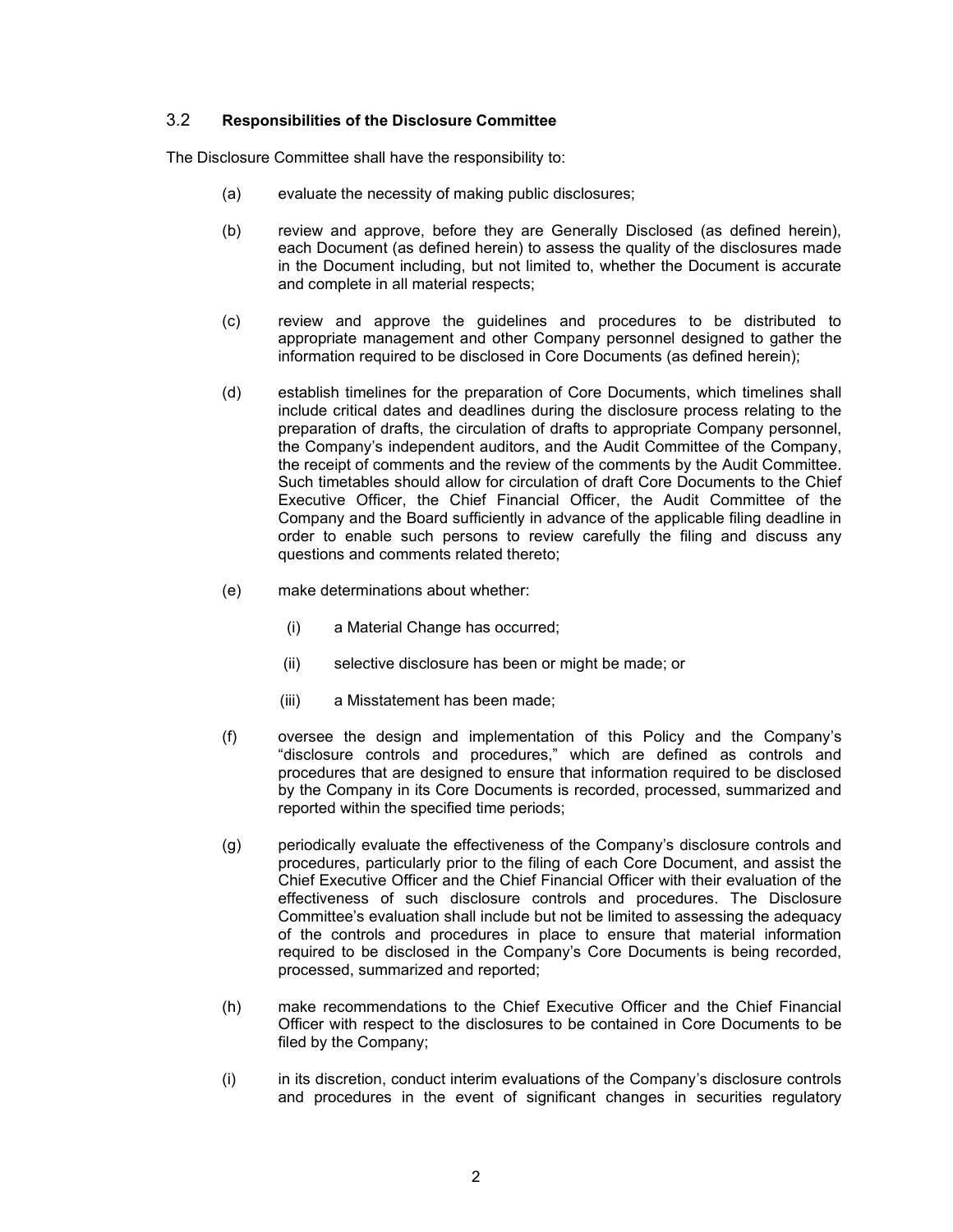### 3.2 **Responsibilities of the Disclosure Committee**

The Disclosure Committee shall have the responsibility to:

(a) evaluate the necessity of making public disclosures;

(b) review and approve, before they are Generally Disclosed (as defined herein), each Document (as defined herein) to assess the quality of the disclosures made in the Document including, but not limited to, whether the Document is accurate and complete in all material respects;

(c) review and approve the guidelines and procedures to be distributed to appropriate management and other Company personnel designed to gather the information required to be disclosed in Core Documents (as defined herein);

(d) establish timelines for the preparation of Core Documents, which timelines shall include critical dates and deadlines during the disclosure process relating to the preparation of drafts, the circulation of drafts to appropriate Company personnel, the Company's independent auditors, and the Audit Committee of the Company, the receipt of comments and the review of the comments by the Audit Committee. Such timetables should allow for circulation of draft Core Documents to the Chief Executive Officer, the Chief Financial Officer, the Audit Committee of the Company and the Board sufficiently in advance of the applicable filing deadline in order to enable such persons to review carefully the filing and discuss any questions and comments related thereto;

(e) make determinations about whether:

   (i) a Material Change has occurred;

   (ii) selective disclosure has been or might be made; or

   (iii) a Misstatement has been made;

(f) oversee the design and implementation of this Policy and the Company's "disclosure controls and procedures," which are defined as controls and procedures that are designed to ensure that information required to be disclosed by the Company in its Core Documents is recorded, processed, summarized and reported within the specified time periods;

(g) periodically evaluate the effectiveness of the Company's disclosure controls and procedures, particularly prior to the filing of each Core Document, and assist the Chief Executive Officer and the Chief Financial Officer with their evaluation of the effectiveness of such disclosure controls and procedures. The Disclosure Committee's evaluation shall include but not be limited to assessing the adequacy of the controls and procedures in place to ensure that material information required to be disclosed in the Company's Core Documents is being recorded, processed, summarized and reported;

(h) make recommendations to the Chief Executive Officer and the Chief Financial Officer with respect to the disclosures to be contained in Core Documents to be filed by the Company;

(i) in its discretion, conduct interim evaluations of the Company's disclosure controls and procedures in the event of significant changes in securities regulatory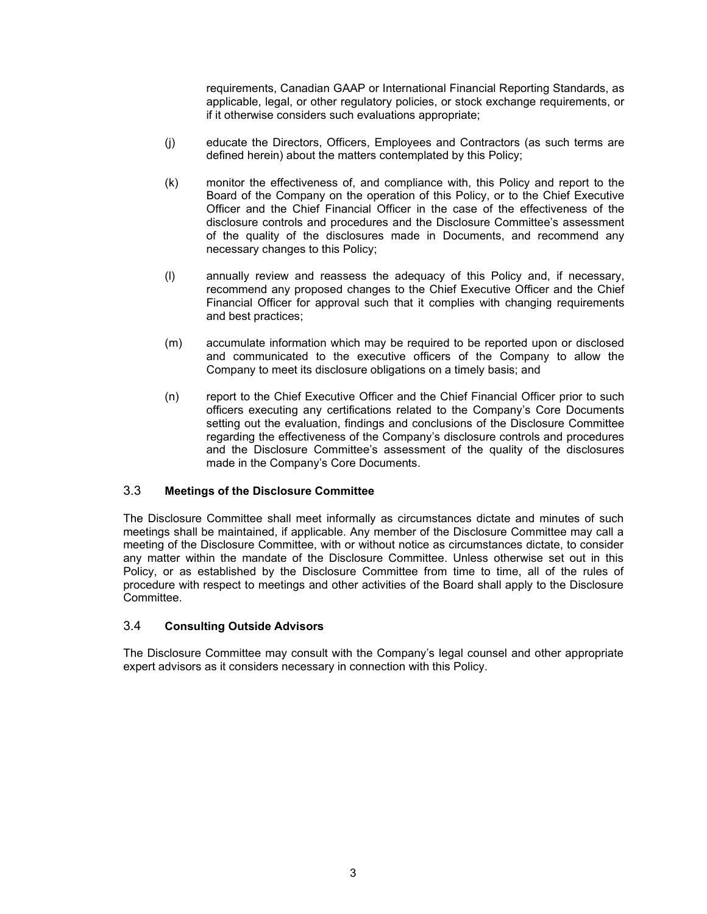requirements, Canadian GAAP or International Financial Reporting Standards, as applicable, legal, or other regulatory policies, or stock exchange requirements, or if it otherwise considers such evaluations appropriate;

(j) educate the Directors, Officers, Employees and Contractors (as such terms are defined herein) about the matters contemplated by this Policy;

(k) monitor the effectiveness of, and compliance with, this Policy and report to the Board of the Company on the operation of this Policy, or to the Chief Executive Officer and the Chief Financial Officer in the case of the effectiveness of the disclosure controls and procedures and the Disclosure Committee's assessment of the quality of the disclosures made in Documents, and recommend any necessary changes to this Policy;

(l) annually review and reassess the adequacy of this Policy and, if necessary, recommend any proposed changes to the Chief Executive Officer and the Chief Financial Officer for approval such that it complies with changing requirements and best practices;

(m) accumulate information which may be required to be reported upon or disclosed and communicated to the executive officers of the Company to allow the Company to meet its disclosure obligations on a timely basis; and

(n) report to the Chief Executive Officer and the Chief Financial Officer prior to such officers executing any certifications related to the Company's Core Documents setting out the evaluation, findings and conclusions of the Disclosure Committee regarding the effectiveness of the Company's disclosure controls and procedures and the Disclosure Committee's assessment of the quality of the disclosures made in the Company's Core Documents.

### 3.3 **Meetings of the Disclosure Committee**

The Disclosure Committee shall meet informally as circumstances dictate and minutes of such meetings shall be maintained, if applicable. Any member of the Disclosure Committee may call a meeting of the Disclosure Committee, with or without notice as circumstances dictate, to consider any matter within the mandate of the Disclosure Committee. Unless otherwise set out in this Policy, or as established by the Disclosure Committee from time to time, all of the rules of procedure with respect to meetings and other activities of the Board shall apply to the Disclosure Committee.

### 3.4 **Consulting Outside Advisors**

The Disclosure Committee may consult with the Company's legal counsel and other appropriate expert advisors as it considers necessary in connection with this Policy.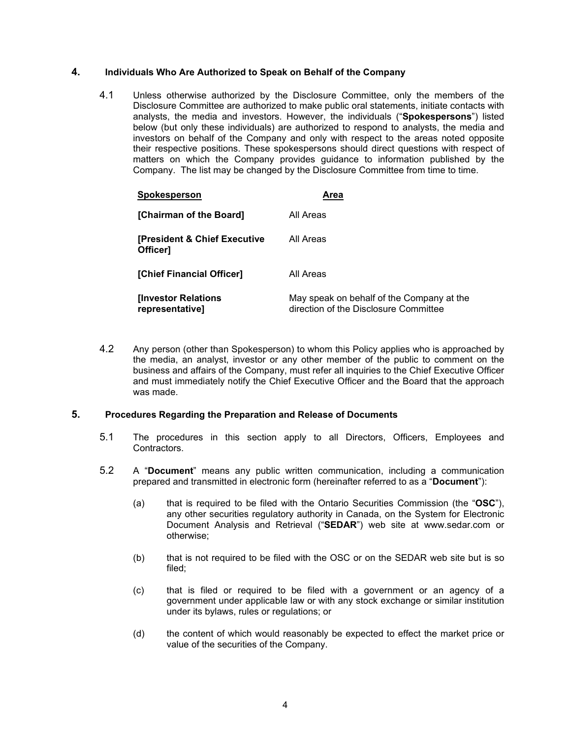## 4. Individuals Who Are Authorized to Speak on Behalf of the Company

4.1 Unless otherwise authorized by the Disclosure Committee, only the members of the Disclosure Committee are authorized to make public oral statements, initiate contacts with analysts, the media and investors. However, the individuals ("**Spokespersons**") listed below (but only these individuals) are authorized to respond to analysts, the media and investors on behalf of the Company and only with respect to the areas noted opposite their respective positions. These spokespersons should direct questions with respect of matters on which the Company provides guidance to information published by the Company. The list may be changed by the Disclosure Committee from time to time.

| Spokesperson | Area |
| --- | --- |
| **[Chairman of the Board]** | All Areas |
| **[President & Chief Executive Officer]** | All Areas |
| **[Chief Financial Officer]** | All Areas |
| **[Investor Relations representative]** | May speak on behalf of the Company at the direction of the Disclosure Committee |

4.2 Any person (other than Spokesperson) to whom this Policy applies who is approached by the media, an analyst, investor or any other member of the public to comment on the business and affairs of the Company, must refer all inquiries to the Chief Executive Officer and must immediately notify the Chief Executive Officer and the Board that the approach was made.

## 5. Procedures Regarding the Preparation and Release of Documents

5.1 The procedures in this section apply to all Directors, Officers, Employees and Contractors.

5.2 A "**Document**" means any public written communication, including a communication prepared and transmitted in electronic form (hereinafter referred to as a "**Document**"):

(a) that is required to be filed with the Ontario Securities Commission (the "**OSC**"), any other securities regulatory authority in Canada, on the System for Electronic Document Analysis and Retrieval ("**SEDAR**") web site at www.sedar.com or otherwise;

(b) that is not required to be filed with the OSC or on the SEDAR web site but is so filed;

(c) that is filed or required to be filed with a government or an agency of a government under applicable law or with any stock exchange or similar institution under its bylaws, rules or regulations; or

(d) the content of which would reasonably be expected to effect the market price or value of the securities of the Company.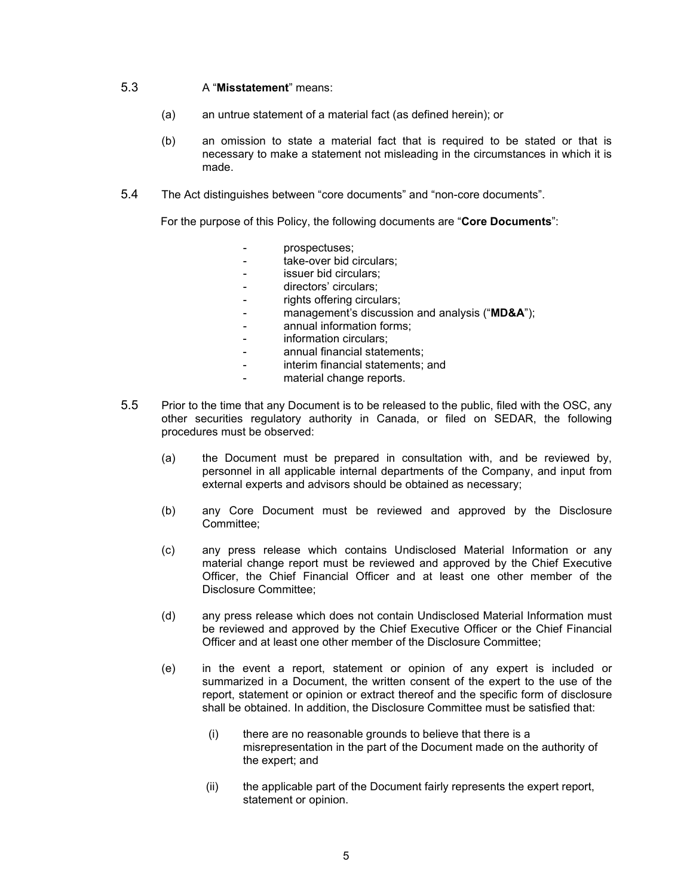5.3 A "**Misstatement**" means:

(a) an untrue statement of a material fact (as defined herein); or

(b) an omission to state a material fact that is required to be stated or that is necessary to make a statement not misleading in the circumstances in which it is made.

5.4 The Act distinguishes between "core documents" and "non-core documents".

For the purpose of this Policy, the following documents are "**Core Documents**":

- prospectuses;
- take-over bid circulars;
- issuer bid circulars;
- directors' circulars;
- rights offering circulars;
- management's discussion and analysis ("**MD&A**");
- annual information forms;
- information circulars;
- annual financial statements;
- interim financial statements; and
- material change reports.

5.5 Prior to the time that any Document is to be released to the public, filed with the OSC, any other securities regulatory authority in Canada, or filed on SEDAR, the following procedures must be observed:

(a) the Document must be prepared in consultation with, and be reviewed by, personnel in all applicable internal departments of the Company, and input from external experts and advisors should be obtained as necessary;

(b) any Core Document must be reviewed and approved by the Disclosure Committee;

(c) any press release which contains Undisclosed Material Information or any material change report must be reviewed and approved by the Chief Executive Officer, the Chief Financial Officer and at least one other member of the Disclosure Committee;

(d) any press release which does not contain Undisclosed Material Information must be reviewed and approved by the Chief Executive Officer or the Chief Financial Officer and at least one other member of the Disclosure Committee;

(e) in the event a report, statement or opinion of any expert is included or summarized in a Document, the written consent of the expert to the use of the report, statement or opinion or extract thereof and the specific form of disclosure shall be obtained. In addition, the Disclosure Committee must be satisfied that:

(i) there are no reasonable grounds to believe that there is a misrepresentation in the part of the Document made on the authority of the expert; and

(ii) the applicable part of the Document fairly represents the expert report, statement or opinion.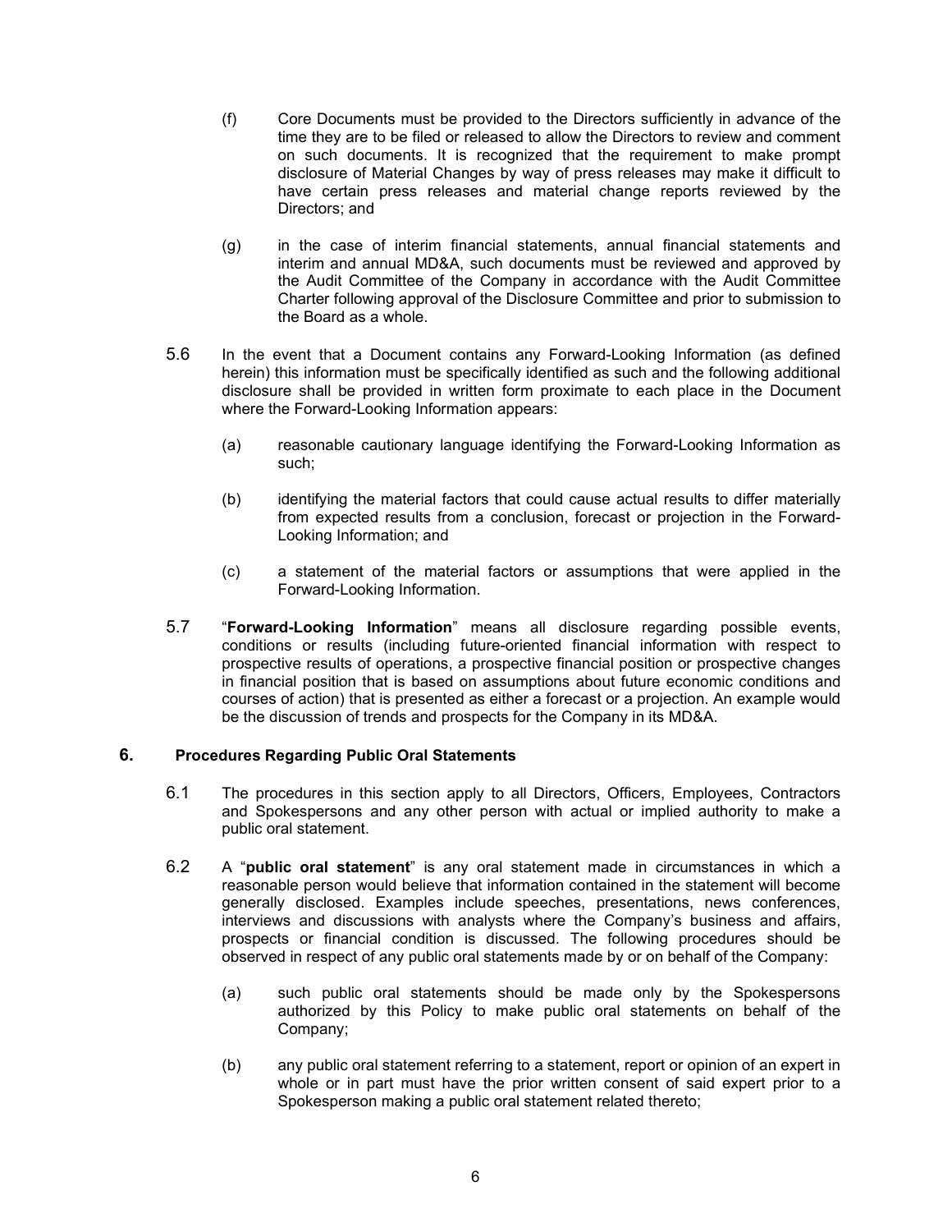(f) Core Documents must be provided to the Directors sufficiently in advance of the time they are to be filed or released to allow the Directors to review and comment on such documents. It is recognized that the requirement to make prompt disclosure of Material Changes by way of press releases may make it difficult to have certain press releases and material change reports reviewed by the Directors; and

(g) in the case of interim financial statements, annual financial statements and interim and annual MD&A, such documents must be reviewed and approved by the Audit Committee of the Company in accordance with the Audit Committee Charter following approval of the Disclosure Committee and prior to submission to the Board as a whole.

5.6 In the event that a Document contains any Forward-Looking Information (as defined herein) this information must be specifically identified as such and the following additional disclosure shall be provided in written form proximate to each place in the Document where the Forward-Looking Information appears:

(a) reasonable cautionary language identifying the Forward-Looking Information as such;

(b) identifying the material factors that could cause actual results to differ materially from expected results from a conclusion, forecast or projection in the Forward-Looking Information; and

(c) a statement of the material factors or assumptions that were applied in the Forward-Looking Information.

5.7 "**Forward-Looking Information**" means all disclosure regarding possible events, conditions or results (including future-oriented financial information with respect to prospective results of operations, a prospective financial position or prospective changes in financial position that is based on assumptions about future economic conditions and courses of action) that is presented as either a forecast or a projection. An example would be the discussion of trends and prospects for the Company in its MD&A.

## 6. Procedures Regarding Public Oral Statements

6.1 The procedures in this section apply to all Directors, Officers, Employees, Contractors and Spokespersons and any other person with actual or implied authority to make a public oral statement.

6.2 A "**public oral statement**" is any oral statement made in circumstances in which a reasonable person would believe that information contained in the statement will become generally disclosed. Examples include speeches, presentations, news conferences, interviews and discussions with analysts where the Company's business and affairs, prospects or financial condition is discussed. The following procedures should be observed in respect of any public oral statements made by or on behalf of the Company:

(a) such public oral statements should be made only by the Spokespersons authorized by this Policy to make public oral statements on behalf of the Company;

(b) any public oral statement referring to a statement, report or opinion of an expert in whole or in part must have the prior written consent of said expert prior to a Spokesperson making a public oral statement related thereto;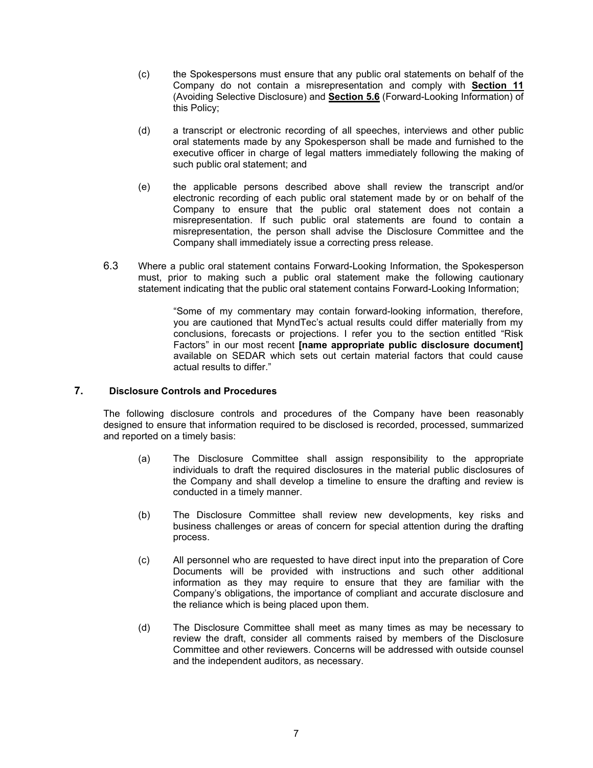(c) the Spokespersons must ensure that any public oral statements on behalf of the Company do not contain a misrepresentation and comply with **Section 11** (Avoiding Selective Disclosure) and **Section 5.6** (Forward-Looking Information) of this Policy;

(d) a transcript or electronic recording of all speeches, interviews and other public oral statements made by any Spokesperson shall be made and furnished to the executive officer in charge of legal matters immediately following the making of such public oral statement; and

(e) the applicable persons described above shall review the transcript and/or electronic recording of each public oral statement made by or on behalf of the Company to ensure that the public oral statement does not contain a misrepresentation. If such public oral statements are found to contain a misrepresentation, the person shall advise the Disclosure Committee and the Company shall immediately issue a correcting press release.

6.3 Where a public oral statement contains Forward-Looking Information, the Spokesperson must, prior to making such a public oral statement make the following cautionary statement indicating that the public oral statement contains Forward-Looking Information;

> "Some of my commentary may contain forward-looking information, therefore, you are cautioned that MyndTec's actual results could differ materially from my conclusions, forecasts or projections. I refer you to the section entitled "Risk Factors" in our most recent **[name appropriate public disclosure document]** available on SEDAR which sets out certain material factors that could cause actual results to differ."

## 7. Disclosure Controls and Procedures

The following disclosure controls and procedures of the Company have been reasonably designed to ensure that information required to be disclosed is recorded, processed, summarized and reported on a timely basis:

(a) The Disclosure Committee shall assign responsibility to the appropriate individuals to draft the required disclosures in the material public disclosures of the Company and shall develop a timeline to ensure the drafting and review is conducted in a timely manner.

(b) The Disclosure Committee shall review new developments, key risks and business challenges or areas of concern for special attention during the drafting process.

(c) All personnel who are requested to have direct input into the preparation of Core Documents will be provided with instructions and such other additional information as they may require to ensure that they are familiar with the Company's obligations, the importance of compliant and accurate disclosure and the reliance which is being placed upon them.

(d) The Disclosure Committee shall meet as many times as may be necessary to review the draft, consider all comments raised by members of the Disclosure Committee and other reviewers. Concerns will be addressed with outside counsel and the independent auditors, as necessary.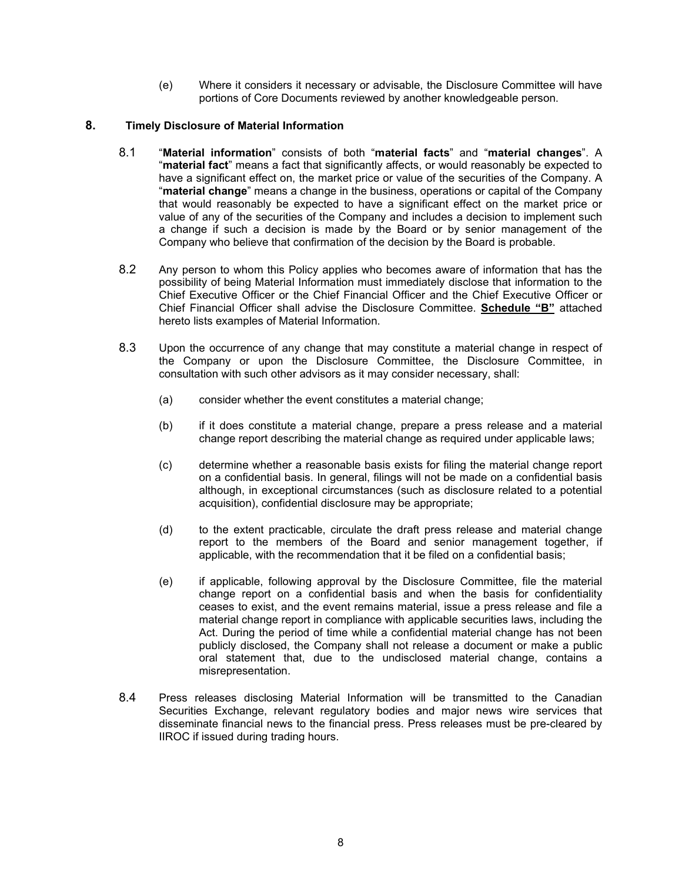(e) Where it considers it necessary or advisable, the Disclosure Committee will have portions of Core Documents reviewed by another knowledgeable person.

## 8. Timely Disclosure of Material Information

8.1 "**Material information**" consists of both "**material facts**" and "**material changes**". A "**material fact**" means a fact that significantly affects, or would reasonably be expected to have a significant effect on, the market price or value of the securities of the Company. A "**material change**" means a change in the business, operations or capital of the Company that would reasonably be expected to have a significant effect on the market price or value of any of the securities of the Company and includes a decision to implement such a change if such a decision is made by the Board or by senior management of the Company who believe that confirmation of the decision by the Board is probable.

8.2 Any person to whom this Policy applies who becomes aware of information that has the possibility of being Material Information must immediately disclose that information to the Chief Executive Officer or the Chief Financial Officer and the Chief Executive Officer or Chief Financial Officer shall advise the Disclosure Committee. **Schedule "B"** attached hereto lists examples of Material Information.

8.3 Upon the occurrence of any change that may constitute a material change in respect of the Company or upon the Disclosure Committee, the Disclosure Committee, in consultation with such other advisors as it may consider necessary, shall:

(a) consider whether the event constitutes a material change;

(b) if it does constitute a material change, prepare a press release and a material change report describing the material change as required under applicable laws;

(c) determine whether a reasonable basis exists for filing the material change report on a confidential basis. In general, filings will not be made on a confidential basis although, in exceptional circumstances (such as disclosure related to a potential acquisition), confidential disclosure may be appropriate;

(d) to the extent practicable, circulate the draft press release and material change report to the members of the Board and senior management together, if applicable, with the recommendation that it be filed on a confidential basis;

(e) if applicable, following approval by the Disclosure Committee, file the material change report on a confidential basis and when the basis for confidentiality ceases to exist, and the event remains material, issue a press release and file a material change report in compliance with applicable securities laws, including the Act. During the period of time while a confidential material change has not been publicly disclosed, the Company shall not release a document or make a public oral statement that, due to the undisclosed material change, contains a misrepresentation.

8.4 Press releases disclosing Material Information will be transmitted to the Canadian Securities Exchange, relevant regulatory bodies and major news wire services that disseminate financial news to the financial press. Press releases must be pre-cleared by IIROC if issued during trading hours.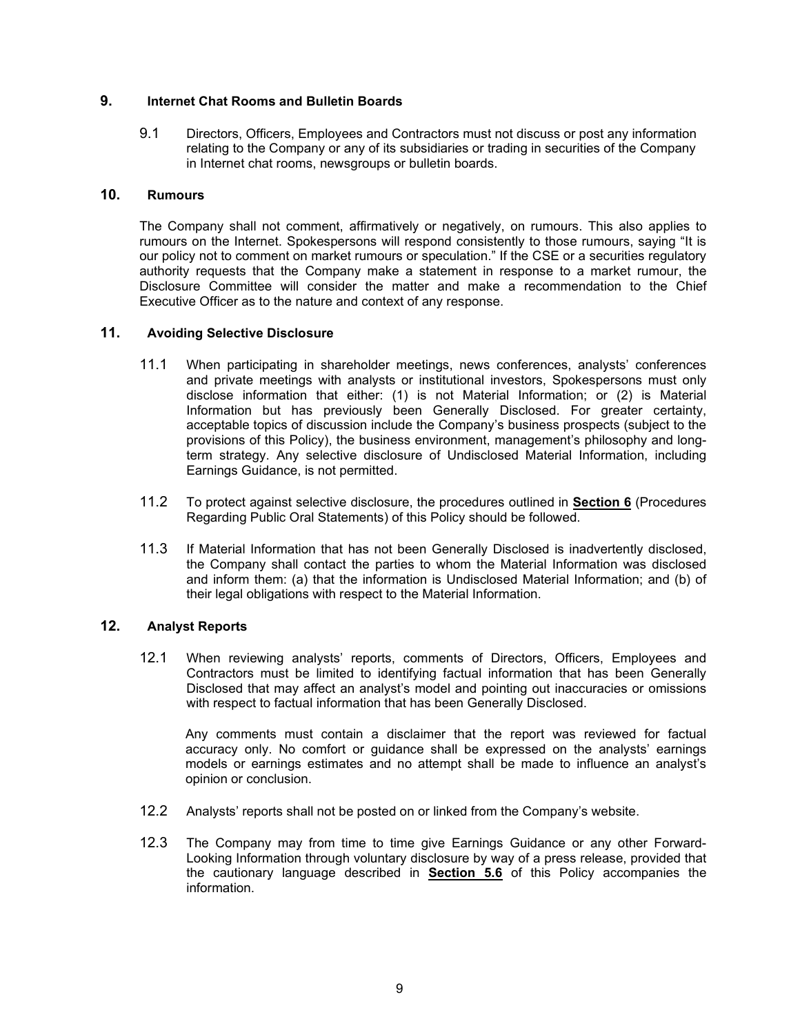## 9. Internet Chat Rooms and Bulletin Boards

9.1 Directors, Officers, Employees and Contractors must not discuss or post any information relating to the Company or any of its subsidiaries or trading in securities of the Company in Internet chat rooms, newsgroups or bulletin boards.

## 10. Rumours

The Company shall not comment, affirmatively or negatively, on rumours. This also applies to rumours on the Internet. Spokespersons will respond consistently to those rumours, saying "It is our policy not to comment on market rumours or speculation." If the CSE or a securities regulatory authority requests that the Company make a statement in response to a market rumour, the Disclosure Committee will consider the matter and make a recommendation to the Chief Executive Officer as to the nature and context of any response.

## 11. Avoiding Selective Disclosure

11.1 When participating in shareholder meetings, news conferences, analysts' conferences and private meetings with analysts or institutional investors, Spokespersons must only disclose information that either: (1) is not Material Information; or (2) is Material Information but has previously been Generally Disclosed. For greater certainty, acceptable topics of discussion include the Company's business prospects (subject to the provisions of this Policy), the business environment, management's philosophy and long-term strategy. Any selective disclosure of Undisclosed Material Information, including Earnings Guidance, is not permitted.

11.2 To protect against selective disclosure, the procedures outlined in **Section 6** (Procedures Regarding Public Oral Statements) of this Policy should be followed.

11.3 If Material Information that has not been Generally Disclosed is inadvertently disclosed, the Company shall contact the parties to whom the Material Information was disclosed and inform them: (a) that the information is Undisclosed Material Information; and (b) of their legal obligations with respect to the Material Information.

## 12. Analyst Reports

12.1 When reviewing analysts' reports, comments of Directors, Officers, Employees and Contractors must be limited to identifying factual information that has been Generally Disclosed that may affect an analyst's model and pointing out inaccuracies or omissions with respect to factual information that has been Generally Disclosed.

Any comments must contain a disclaimer that the report was reviewed for factual accuracy only. No comfort or guidance shall be expressed on the analysts' earnings models or earnings estimates and no attempt shall be made to influence an analyst's opinion or conclusion.

12.2 Analysts' reports shall not be posted on or linked from the Company's website.

12.3 The Company may from time to time give Earnings Guidance or any other Forward-Looking Information through voluntary disclosure by way of a press release, provided that the cautionary language described in **Section 5.6** of this Policy accompanies the information.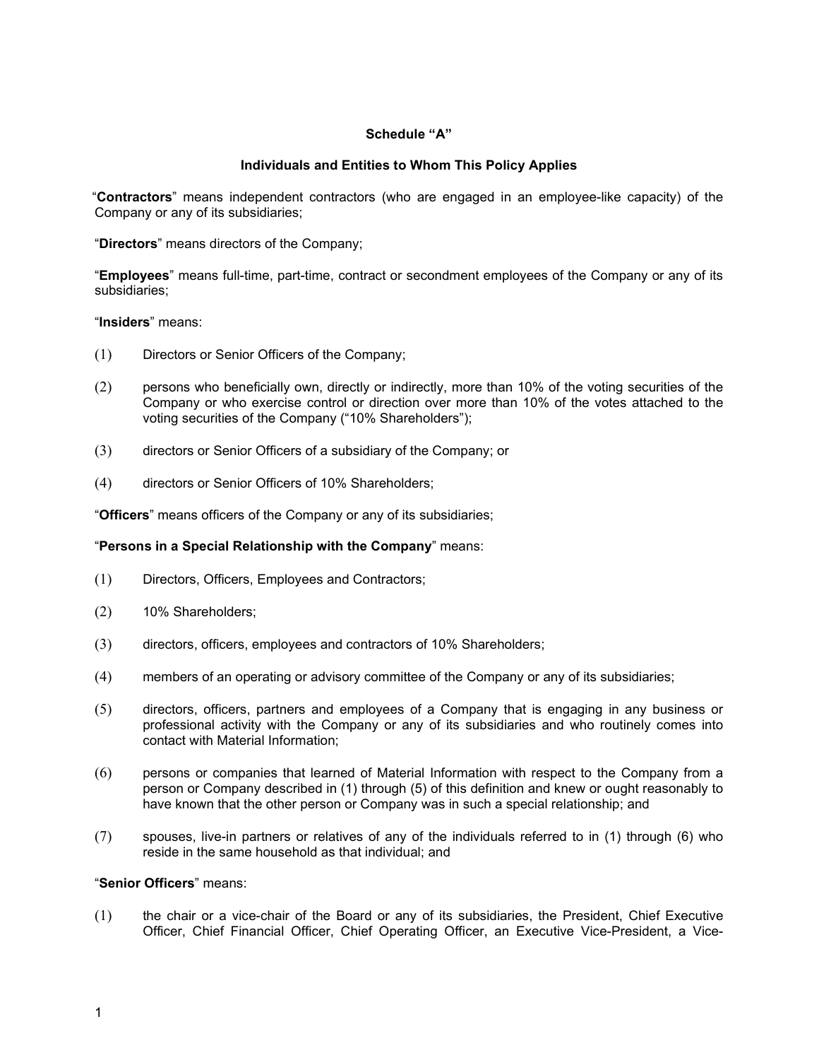**Schedule "A"**

**Individuals and Entities to Whom This Policy Applies**

"**Contractors**" means independent contractors (who are engaged in an employee-like capacity) of the Company or any of its subsidiaries;

"**Directors**" means directors of the Company;

"**Employees**" means full-time, part-time, contract or secondment employees of the Company or any of its subsidiaries;

"**Insiders**" means:

(1) Directors or Senior Officers of the Company;

(2) persons who beneficially own, directly or indirectly, more than 10% of the voting securities of the Company or who exercise control or direction over more than 10% of the votes attached to the voting securities of the Company ("10% Shareholders");

(3) directors or Senior Officers of a subsidiary of the Company; or

(4) directors or Senior Officers of 10% Shareholders;

"**Officers**" means officers of the Company or any of its subsidiaries;

"**Persons in a Special Relationship with the Company**" means:

(1) Directors, Officers, Employees and Contractors;

(2) 10% Shareholders;

(3) directors, officers, employees and contractors of 10% Shareholders;

(4) members of an operating or advisory committee of the Company or any of its subsidiaries;

(5) directors, officers, partners and employees of a Company that is engaging in any business or professional activity with the Company or any of its subsidiaries and who routinely comes into contact with Material Information;

(6) persons or companies that learned of Material Information with respect to the Company from a person or Company described in (1) through (5) of this definition and knew or ought reasonably to have known that the other person or Company was in such a special relationship; and

(7) spouses, live-in partners or relatives of any of the individuals referred to in (1) through (6) who reside in the same household as that individual; and

"**Senior Officers**" means:

(1) the chair or a vice-chair of the Board or any of its subsidiaries, the President, Chief Executive Officer, Chief Financial Officer, Chief Operating Officer, an Executive Vice-President, a Vice-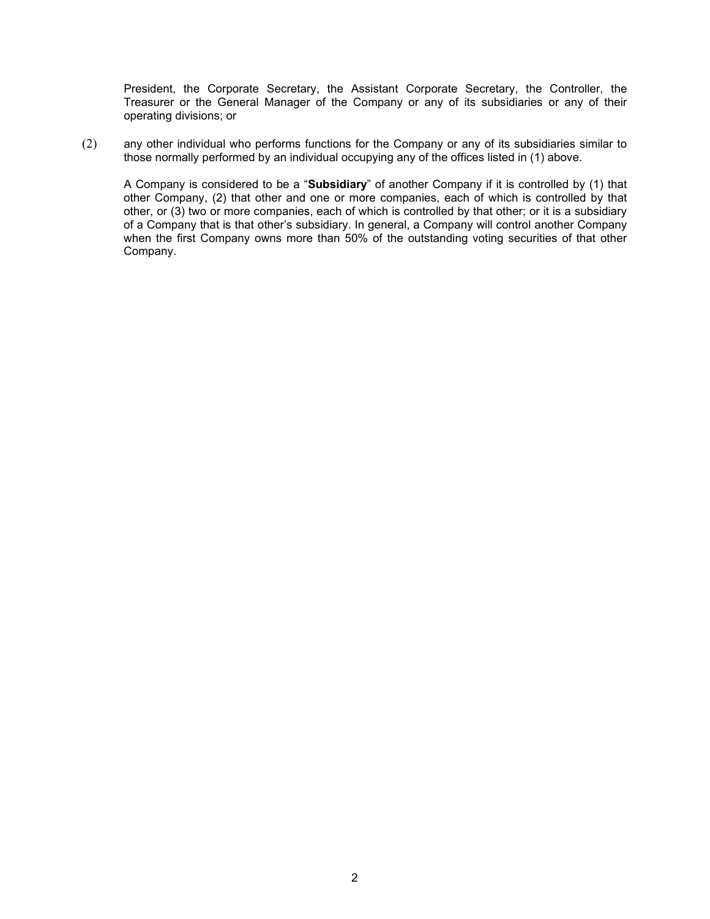President, the Corporate Secretary, the Assistant Corporate Secretary, the Controller, the Treasurer or the General Manager of the Company or any of its subsidiaries or any of their operating divisions; or

(2) any other individual who performs functions for the Company or any of its subsidiaries similar to those normally performed by an individual occupying any of the offices listed in (1) above.

A Company is considered to be a "**Subsidiary**" of another Company if it is controlled by (1) that other Company, (2) that other and one or more companies, each of which is controlled by that other, or (3) two or more companies, each of which is controlled by that other; or it is a subsidiary of a Company that is that other's subsidiary. In general, a Company will control another Company when the first Company owns more than 50% of the outstanding voting securities of that other Company.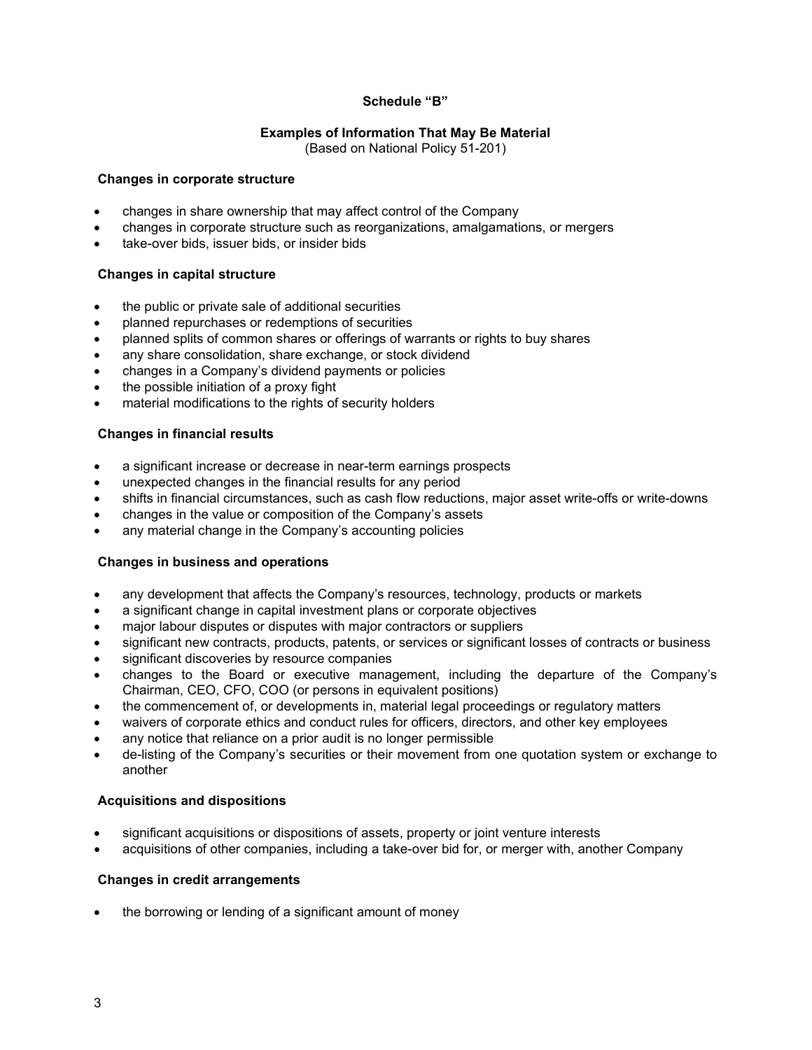# Schedule “B”

## Examples of Information That May Be Material

(Based on National Policy 51-201)

### Changes in corporate structure

- changes in share ownership that may affect control of the Company
- changes in corporate structure such as reorganizations, amalgamations, or mergers
- take-over bids, issuer bids, or insider bids

### Changes in capital structure

- the public or private sale of additional securities
- planned repurchases or redemptions of securities
- planned splits of common shares or offerings of warrants or rights to buy shares
- any share consolidation, share exchange, or stock dividend
- changes in a Company’s dividend payments or policies
- the possible initiation of a proxy fight
- material modifications to the rights of security holders

### Changes in financial results

- a significant increase or decrease in near-term earnings prospects
- unexpected changes in the financial results for any period
- shifts in financial circumstances, such as cash flow reductions, major asset write-offs or write-downs
- changes in the value or composition of the Company’s assets
- any material change in the Company’s accounting policies

### Changes in business and operations

- any development that affects the Company’s resources, technology, products or markets
- a significant change in capital investment plans or corporate objectives
- major labour disputes or disputes with major contractors or suppliers
- significant new contracts, products, patents, or services or significant losses of contracts or business
- significant discoveries by resource companies
- changes to the Board or executive management, including the departure of the Company’s Chairman, CEO, CFO, COO (or persons in equivalent positions)
- the commencement of, or developments in, material legal proceedings or regulatory matters
- waivers of corporate ethics and conduct rules for officers, directors, and other key employees
- any notice that reliance on a prior audit is no longer permissible
- de-listing of the Company’s securities or their movement from one quotation system or exchange to another

### Acquisitions and dispositions

- significant acquisitions or dispositions of assets, property or joint venture interests
- acquisitions of other companies, including a take-over bid for, or merger with, another Company

### Changes in credit arrangements

- the borrowing or lending of a significant amount of money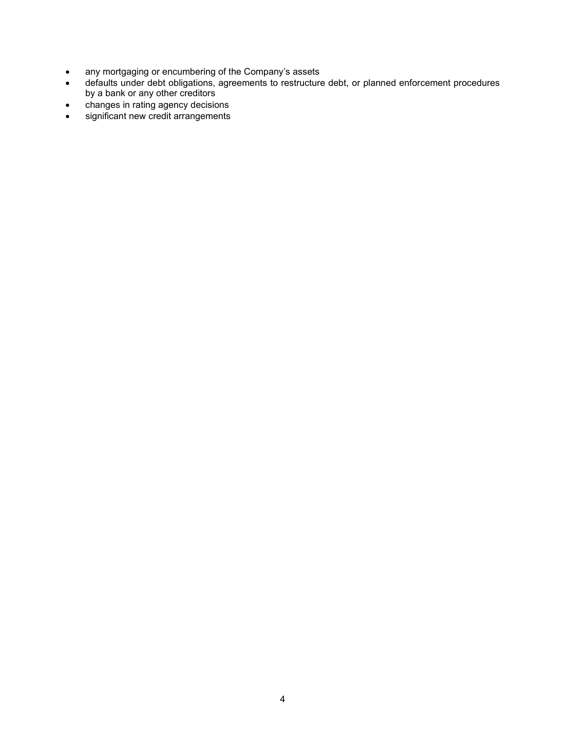- any mortgaging or encumbering of the Company's assets
- defaults under debt obligations, agreements to restructure debt, or planned enforcement procedures by a bank or any other creditors
- changes in rating agency decisions
- significant new credit arrangements